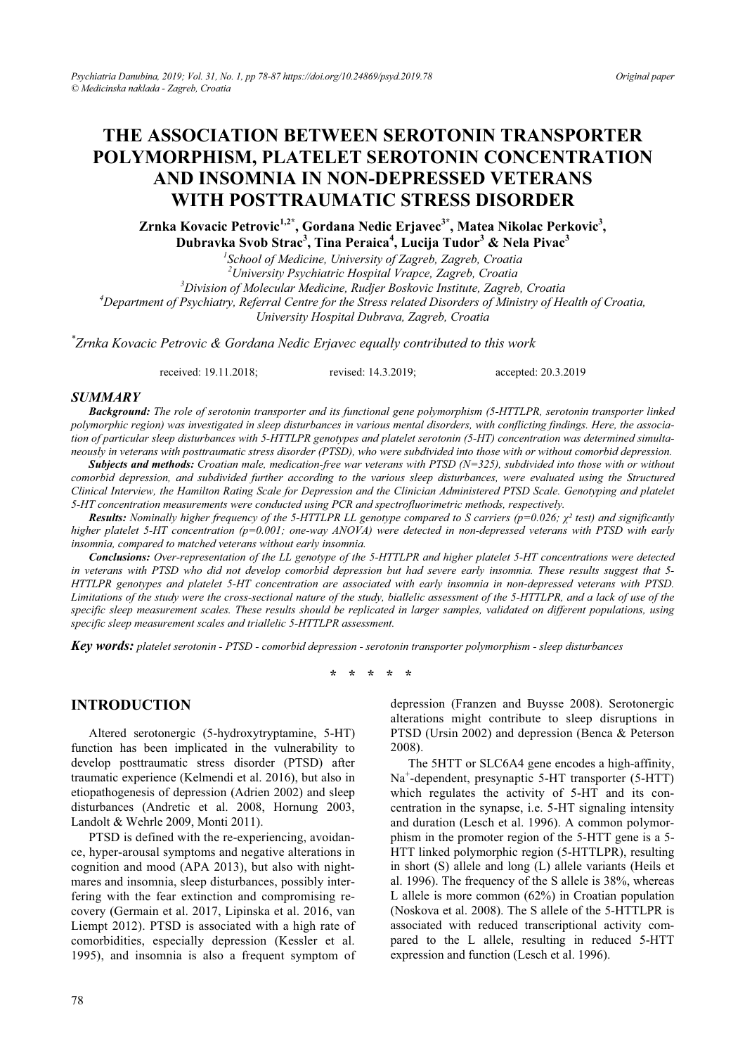# THE ASSOCIATION BETWEEN SEROTONIN TRANSPORTER POLYMORPHISM, PLATELET SEROTONIN CONCENTRATION AND INSOMNIA IN NON-DEPRESSED VETERANS WITH POSTTRAUMATIC STRESS DISORDER

**Zrnka Kovacic Petrovic[1,2*], Gordana Nedic Erjavec[3*], Matea Nikolac Perkovic[3], Dubravka Svob Strac[3], Tina Peraica[4], Lucija Tudor[3] & Nela Pivac[3]**

[1]*School of Medicine, University of Zagreb, Zagreb, Croatia*
[2]*University Psychiatric Hospital Vrapce, Zagreb, Croatia*
[3]*Division of Molecular Medicine, Rudjer Boskovic Institute, Zagreb, Croatia*
[4]*Department of Psychiatry, Referral Centre for the Stress related Disorders of Ministry of Health of Croatia, University Hospital Dubrava, Zagreb, Croatia*

[*]*Zrnka Kovacic Petrovic & Gordana Nedic Erjavec equally contributed to this work*

received: 19.11.2018; revised: 14.3.2019; accepted: 20.3.2019

## SUMMARY

***Background:*** *The role of serotonin transporter and its functional gene polymorphism (5-HTTLPR, serotonin transporter linked polymorphic region) was investigated in sleep disturbances in various mental disorders, with conflicting findings. Here, the association of particular sleep disturbances with 5-HTTLPR genotypes and platelet serotonin (5-HT) concentration was determined simultaneously in veterans with posttraumatic stress disorder (PTSD), who were subdivided into those with or without comorbid depression.*

***Subjects and methods:*** *Croatian male, medication-free war veterans with PTSD (N=325), subdivided into those with or without comorbid depression, and subdivided further according to the various sleep disturbances, were evaluated using the Structured Clinical Interview, the Hamilton Rating Scale for Depression and the Clinician Administered PTSD Scale. Genotyping and platelet 5-HT concentration measurements were conducted using PCR and spectrofluorimetric methods, respectively.*

***Results:*** *Nominally higher frequency of the 5-HTTLPR LL genotype compared to S carriers (p=0.026; $\chi^2$ test) and significantly higher platelet 5-HT concentration (p=0.001; one-way ANOVA) were detected in non-depressed veterans with PTSD with early insomnia, compared to matched veterans without early insomnia.*

***Conclusions:*** *Over-representation of the LL genotype of the 5-HTTLPR and higher platelet 5-HT concentrations were detected in veterans with PTSD who did not develop comorbid depression but had severe early insomnia. These results suggest that 5-HTTLPR genotypes and platelet 5-HT concentration are associated with early insomnia in non-depressed veterans with PTSD. Limitations of the study were the cross-sectional nature of the study, biallelic assessment of the 5-HTTLPR, and a lack of use of the specific sleep measurement scales. These results should be replicated in larger samples, validated on different populations, using specific sleep measurement scales and triallelic 5-HTTLPR assessment.*

***Key words:*** *platelet serotonin - PTSD - comorbid depression - serotonin transporter polymorphism - sleep disturbances*

\* \* \* \* \*

## INTRODUCTION

Altered serotonergic (5-hydroxytryptamine, 5-HT) function has been implicated in the vulnerability to develop posttraumatic stress disorder (PTSD) after traumatic experience (Kelmendi et al. 2016), but also in etiopathogenesis of depression (Adrien 2002) and sleep disturbances (Andretic et al. 2008, Hornung 2003, Landolt & Wehrle 2009, Monti 2011).

PTSD is defined with the re-experiencing, avoidance, hyper-arousal symptoms and negative alterations in cognition and mood (APA 2013), but also with nightmares and insomnia, sleep disturbances, possibly interfering with the fear extinction and compromising recovery (Germain et al. 2017, Lipinska et al. 2016, van Liempt 2012). PTSD is associated with a high rate of comorbidities, especially depression (Kessler et al. 1995), and insomnia is also a frequent symptom of depression (Franzen and Buysse 2008). Serotonergic alterations might contribute to sleep disruptions in PTSD (Ursin 2002) and depression (Benca & Peterson 2008).

The 5HTT or SLC6A4 gene encodes a high-affinity, $Na^+$-dependent, presynaptic 5-HT transporter (5-HTT) which regulates the activity of 5-HT and its concentration in the synapse, i.e. 5-HT signaling intensity and duration (Lesch et al. 1996). A common polymorphism in the promoter region of the 5-HTT gene is a 5-HTT linked polymorphic region (5-HTTLPR), resulting in short (S) allele and long (L) allele variants (Heils et al. 1996). The frequency of the S allele is 38%, whereas L allele is more common (62%) in Croatian population (Noskova et al. 2008). The S allele of the 5-HTTLPR is associated with reduced transcriptional activity compared to the L allele, resulting in reduced 5-HTT expression and function (Lesch et al. 1996).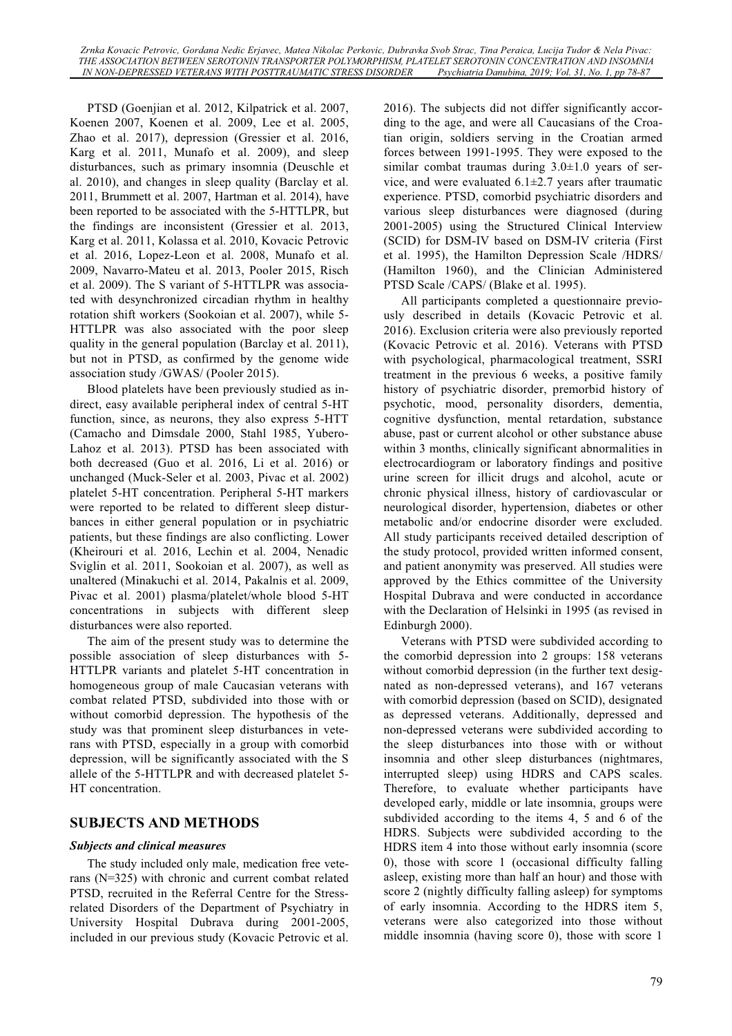PTSD (Goenjian et al. 2012, Kilpatrick et al. 2007, Koenen 2007, Koenen et al. 2009, Lee et al. 2005, Zhao et al. 2017), depression (Gressier et al. 2016, Karg et al. 2011, Munafo et al. 2009), and sleep disturbances, such as primary insomnia (Deuschle et al. 2010), and changes in sleep quality (Barclay et al. 2011, Brummett et al. 2007, Hartman et al. 2014), have been reported to be associated with the 5-HTTLPR, but the findings are inconsistent (Gressier et al. 2013, Karg et al. 2011, Kolassa et al. 2010, Kovacic Petrovic et al. 2016, Lopez-Leon et al. 2008, Munafo et al. 2009, Navarro-Mateu et al. 2013, Pooler 2015, Risch et al. 2009). The S variant of 5-HTTLPR was associated with desynchronized circadian rhythm in healthy rotation shift workers (Sookoian et al. 2007), while 5-HTTLPR was also associated with the poor sleep quality in the general population (Barclay et al. 2011), but not in PTSD, as confirmed by the genome wide association study /GWAS/ (Pooler 2015).

Blood platelets have been previously studied as indirect, easy available peripheral index of central 5-HT function, since, as neurons, they also express 5-HTT (Camacho and Dimsdale 2000, Stahl 1985, Yubero-Lahoz et al. 2013). PTSD has been associated with both decreased (Guo et al. 2016, Li et al. 2016) or unchanged (Muck-Seler et al. 2003, Pivac et al. 2002) platelet 5-HT concentration. Peripheral 5-HT markers were reported to be related to different sleep disturbances in either general population or in psychiatric patients, but these findings are also conflicting. Lower (Kheirouri et al. 2016, Lechin et al. 2004, Nenadic Sviglin et al. 2011, Sookoian et al. 2007), as well as unaltered (Minakuchi et al. 2014, Pakalnis et al. 2009, Pivac et al. 2001) plasma/platelet/whole blood 5-HT concentrations in subjects with different sleep disturbances were also reported.

The aim of the present study was to determine the possible association of sleep disturbances with 5-HTTLPR variants and platelet 5-HT concentration in homogeneous group of male Caucasian veterans with combat related PTSD, subdivided into those with or without comorbid depression. The hypothesis of the study was that prominent sleep disturbances in veterans with PTSD, especially in a group with comorbid depression, will be significantly associated with the S allele of the 5-HTTLPR and with decreased platelet 5-HT concentration.

## SUBJECTS AND METHODS

### *Subjects and clinical measures*

The study included only male, medication free veterans (N=325) with chronic and current combat related PTSD, recruited in the Referral Centre for the Stress-related Disorders of the Department of Psychiatry in University Hospital Dubrava during 2001-2005, included in our previous study (Kovacic Petrovic et al. 2016). The subjects did not differ significantly according to the age, and were all Caucasians of the Croatian origin, soldiers serving in the Croatian armed forces between 1991-1995. They were exposed to the similar combat traumas during 3.0±1.0 years of service, and were evaluated 6.1±2.7 years after traumatic experience. PTSD, comorbid psychiatric disorders and various sleep disturbances were diagnosed (during 2001-2005) using the Structured Clinical Interview (SCID) for DSM-IV based on DSM-IV criteria (First et al. 1995), the Hamilton Depression Scale /HDRS/ (Hamilton 1960), and the Clinician Administered PTSD Scale /CAPS/ (Blake et al. 1995).

All participants completed a questionnaire previously described in details (Kovacic Petrovic et al. 2016). Exclusion criteria were also previously reported (Kovacic Petrovic et al. 2016). Veterans with PTSD with psychological, pharmacological treatment, SSRI treatment in the previous 6 weeks, a positive family history of psychiatric disorder, premorbid history of psychotic, mood, personality disorders, dementia, cognitive dysfunction, mental retardation, substance abuse, past or current alcohol or other substance abuse within 3 months, clinically significant abnormalities in electrocardiogram or laboratory findings and positive urine screen for illicit drugs and alcohol, acute or chronic physical illness, history of cardiovascular or neurological disorder, hypertension, diabetes or other metabolic and/or endocrine disorder were excluded. All study participants received detailed description of the study protocol, provided written informed consent, and patient anonymity was preserved. All studies were approved by the Ethics committee of the University Hospital Dubrava and were conducted in accordance with the Declaration of Helsinki in 1995 (as revised in Edinburgh 2000).

Veterans with PTSD were subdivided according to the comorbid depression into 2 groups: 158 veterans without comorbid depression (in the further text designated as non-depressed veterans), and 167 veterans with comorbid depression (based on SCID), designated as depressed veterans. Additionally, depressed and non-depressed veterans were subdivided according to the sleep disturbances into those with or without insomnia and other sleep disturbances (nightmares, interrupted sleep) using HDRS and CAPS scales. Therefore, to evaluate whether participants have developed early, middle or late insomnia, groups were subdivided according to the items 4, 5 and 6 of the HDRS. Subjects were subdivided according to the HDRS item 4 into those without early insomnia (score 0), those with score 1 (occasional difficulty falling asleep, existing more than half an hour) and those with score 2 (nightly difficulty falling asleep) for symptoms of early insomnia. According to the HDRS item 5, veterans were also categorized into those without middle insomnia (having score 0), those with score 1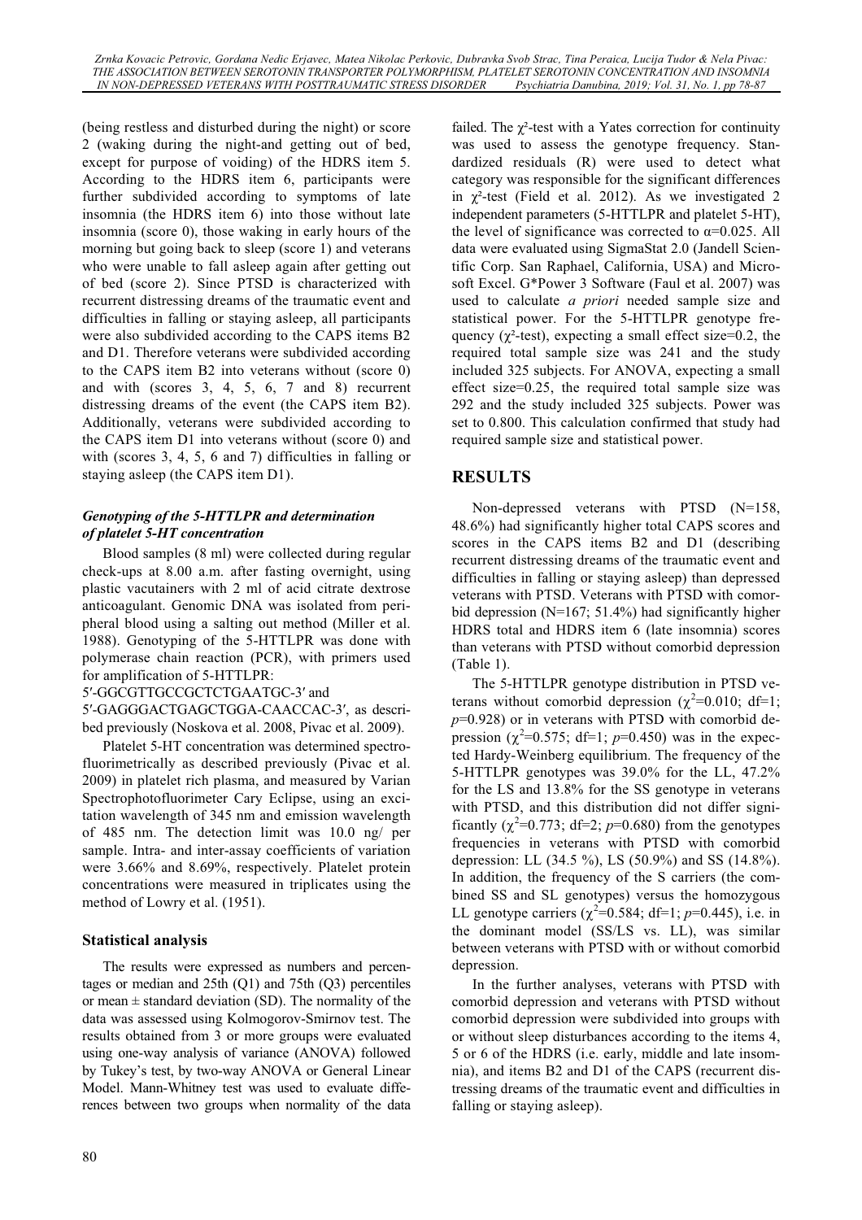(being restless and disturbed during the night) or score 2 (waking during the night-and getting out of bed, except for purpose of voiding) of the HDRS item 5. According to the HDRS item 6, participants were further subdivided according to symptoms of late insomnia (the HDRS item 6) into those without late insomnia (score 0), those waking in early hours of the morning but going back to sleep (score 1) and veterans who were unable to fall asleep again after getting out of bed (score 2). Since PTSD is characterized with recurrent distressing dreams of the traumatic event and difficulties in falling or staying asleep, all participants were also subdivided according to the CAPS items B2 and D1. Therefore veterans were subdivided according to the CAPS item B2 into veterans without (score 0) and with (scores 3, 4, 5, 6, 7 and 8) recurrent distressing dreams of the event (the CAPS item B2). Additionally, veterans were subdivided according to the CAPS item D1 into veterans without (score 0) and with (scores 3, 4, 5, 6 and 7) difficulties in falling or staying asleep (the CAPS item D1).

### *Genotyping of the 5-HTTLPR and determination of platelet 5-HT concentration*

Blood samples (8 ml) were collected during regular check-ups at 8.00 a.m. after fasting overnight, using plastic vacutainers with 2 ml of acid citrate dextrose anticoagulant. Genomic DNA was isolated from peripheral blood using a salting out method (Miller et al. 1988). Genotyping of the 5-HTTLPR was done with polymerase chain reaction (PCR), with primers used for amplification of 5-HTTLPR:

5′-GGCGTTGCCGCTCTGAATGC-3′ and

5′-GAGGGACTGAGCTGGA-CAACCAC-3′, as described previously (Noskova et al. 2008, Pivac et al. 2009).

Platelet 5-HT concentration was determined spectrofluorimetrically as described previously (Pivac et al. 2009) in platelet rich plasma, and measured by Varian Spectrophotofluorimeter Cary Eclipse, using an excitation wavelength of 345 nm and emission wavelength of 485 nm. The detection limit was 10.0 ng/ per sample. Intra- and inter-assay coefficients of variation were 3.66% and 8.69%, respectively. Platelet protein concentrations were measured in triplicates using the method of Lowry et al. (1951).

## Statistical analysis

The results were expressed as numbers and percentages or median and 25th (Q1) and 75th (Q3) percentiles or mean ± standard deviation (SD). The normality of the data was assessed using Kolmogorov-Smirnov test. The results obtained from 3 or more groups were evaluated using one-way analysis of variance (ANOVA) followed by Tukey's test, by two-way ANOVA or General Linear Model. Mann-Whitney test was used to evaluate differences between two groups when normality of the data failed. The $\chi^2$-test with a Yates correction for continuity was used to assess the genotype frequency. Standardized residuals (R) were used to detect what category was responsible for the significant differences in $\chi^2$-test (Field et al. 2012). As we investigated 2 independent parameters (5-HTTLPR and platelet 5-HT), the level of significance was corrected to $\alpha$=0.025. All data were evaluated using SigmaStat 2.0 (Jandell Scientific Corp. San Raphael, California, USA) and Microsoft Excel. G\*Power 3 Software (Faul et al. 2007) was used to calculate *a priori* needed sample size and statistical power. For the 5-HTTLPR genotype frequency ($\chi^2$-test), expecting a small effect size=0.2, the required total sample size was 241 and the study included 325 subjects. For ANOVA, expecting a small effect size=0.25, the required total sample size was 292 and the study included 325 subjects. Power was set to 0.800. This calculation confirmed that study had required sample size and statistical power.

# RESULTS

Non-depressed veterans with PTSD (N=158, 48.6%) had significantly higher total CAPS scores and scores in the CAPS items B2 and D1 (describing recurrent distressing dreams of the traumatic event and difficulties in falling or staying asleep) than depressed veterans with PTSD. Veterans with PTSD with comorbid depression (N=167; 51.4%) had significantly higher HDRS total and HDRS item 6 (late insomnia) scores than veterans with PTSD without comorbid depression (Table 1).

The 5-HTTLPR genotype distribution in PTSD veterans without comorbid depression ($\chi^2$=0.010; df=1; *p*=0.928) or in veterans with PTSD with comorbid depression ($\chi^2$=0.575; df=1; *p*=0.450) was in the expected Hardy-Weinberg equilibrium. The frequency of the 5-HTTLPR genotypes was 39.0% for the LL, 47.2% for the LS and 13.8% for the SS genotype in veterans with PTSD, and this distribution did not differ significantly ($\chi^2$=0.773; df=2; *p*=0.680) from the genotypes frequencies in veterans with PTSD with comorbid depression: LL (34.5 %), LS (50.9%) and SS (14.8%). In addition, the frequency of the S carriers (the combined SS and SL genotypes) versus the homozygous LL genotype carriers ($\chi^2$=0.584; df=1; *p*=0.445), i.e. in the dominant model (SS/LS vs. LL), was similar between veterans with PTSD with or without comorbid depression.

In the further analyses, veterans with PTSD with comorbid depression and veterans with PTSD without comorbid depression were subdivided into groups with or without sleep disturbances according to the items 4, 5 or 6 of the HDRS (i.e. early, middle and late insomnia), and items B2 and D1 of the CAPS (recurrent distressing dreams of the traumatic event and difficulties in falling or staying asleep).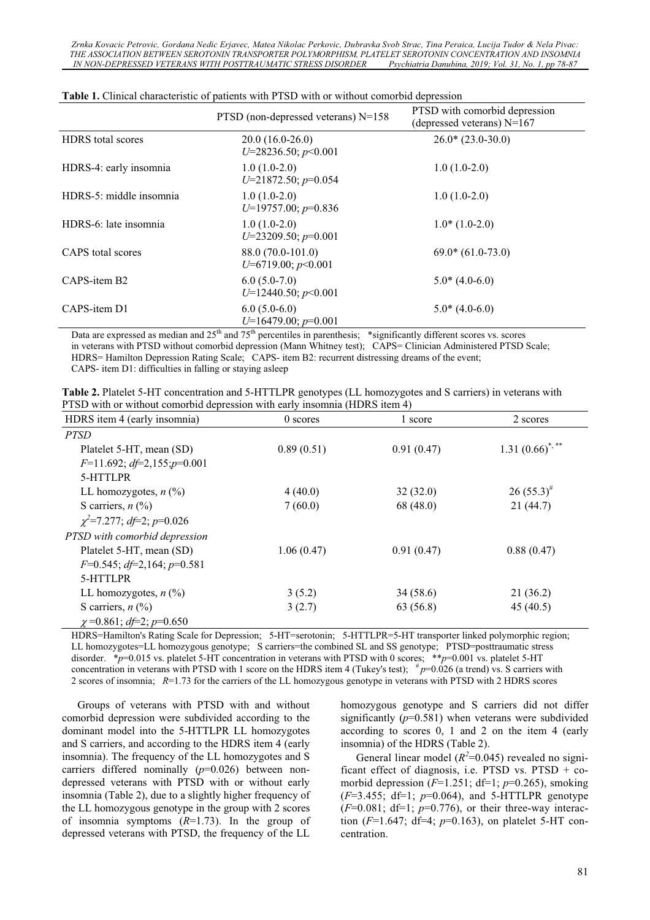**Table 1.** Clinical characteristic of patients with PTSD with or without comorbid depression

| | PTSD (non-depressed veterans) N=158 | PTSD with comorbid depression (depressed veterans) N=167 |
|---|---|---|
| HDRS total scores | 20.0 (16.0-26.0) $U$=28236.50; $p$<0.001 | 26.0* (23.0-30.0) |
| HDRS-4: early insomnia | 1.0 (1.0-2.0) $U$=21872.50; $p$=0.054 | 1.0 (1.0-2.0) |
| HDRS-5: middle insomnia | 1.0 (1.0-2.0) $U$=19757.00; $p$=0.836 | 1.0 (1.0-2.0) |
| HDRS-6: late insomnia | 1.0 (1.0-2.0) $U$=23209.50; $p$=0.001 | 1.0* (1.0-2.0) |
| CAPS total scores | 88.0 (70.0-101.0) $U$=6719.00; $p$<0.001 | 69.0* (61.0-73.0) |
| CAPS-item B2 | 6.0 (5.0-7.0) $U$=12440.50; $p$<0.001 | 5.0* (4.0-6.0) |
| CAPS-item D1 | 6.0 (5.0-6.0) $U$=16479.00; $p$=0.001 | 5.0* (4.0-6.0) |

Data are expressed as median and 25th and 75th percentiles in parenthesis; *significantly different scores vs. scores in veterans with PTSD without comorbid depression (Mann Whitney test); CAPS= Clinician Administered PTSD Scale; HDRS= Hamilton Depression Rating Scale; CAPS- item B2: recurrent distressing dreams of the event; CAPS- item D1: difficulties in falling or staying asleep

**Table 2.** Platelet 5-HT concentration and 5-HTTLPR genotypes (LL homozygotes and S carriers) in veterans with PTSD with or without comorbid depression with early insomnia (HDRS item 4)

| HDRS item 4 (early insomnia) | 0 scores | 1 score | 2 scores |
|---|---|---|---|
| *PTSD* | | | |
| Platelet 5-HT, mean (SD) | 0.89 (0.51) | 0.91 (0.47) | 1.31 (0.66)*, ** |
| $F$=11.692; $df$=2,155; $p$=0.001 | | | |
| 5-HTTLPR | | | |
| LL homozygotes, $n$ (%) | 4 (40.0) | 32 (32.0) | 26 (55.3)# |
| S carriers, $n$ (%) | 7 (60.0) | 68 (48.0) | 21 (44.7) |
| $\chi^2$=7.277; $df$=2; $p$=0.026 | | | |
| *PTSD with comorbid depression* | | | |
| Platelet 5-HT, mean (SD) | 1.06 (0.47) | 0.91 (0.47) | 0.88 (0.47) |
| $F$=0.545; $df$=2,164; $p$=0.581 | | | |
| 5-HTTLPR | | | |
| LL homozygotes, $n$ (%) | 3 (5.2) | 34 (58.6) | 21 (36.2) |
| S carriers, $n$ (%) | 3 (2.7) | 63 (56.8) | 45 (40.5) |
| $\chi$=0.861; $df$=2; $p$=0.650 | | | |

HDRS=Hamilton's Rating Scale for Depression; 5-HT=serotonin; 5-HTTLPR=5-HT transporter linked polymorphic region; LL homozygotes=LL homozygous genotype; S carriers=the combined SL and SS genotype; PTSD=posttraumatic stress disorder. *$p$=0.015 vs. platelet 5-HT concentration in veterans with PTSD with 0 scores; **$p$=0.001 vs. platelet 5-HT concentration in veterans with PTSD with 1 score on the HDRS item 4 (Tukey's test); #$p$=0.026 (a trend) vs. S carriers with 2 scores of insomnia; $R$=1.73 for the carriers of the LL homozygous genotype in veterans with PTSD with 2 HDRS scores

Groups of veterans with PTSD with and without comorbid depression were subdivided according to the dominant model into the 5-HTTLPR LL homozygotes and S carriers, and according to the HDRS item 4 (early insomnia). The frequency of the LL homozygotes and S carriers differed nominally ($p$=0.026) between non-depressed veterans with PTSD with or without early insomnia (Table 2), due to a slightly higher frequency of the LL homozygous genotype in the group with 2 scores of insomnia symptoms ($R$=1.73). In the group of depressed veterans with PTSD, the frequency of the LL homozygous genotype and S carriers did not differ significantly ($p$=0.581) when veterans were subdivided according to scores 0, 1 and 2 on the item 4 (early insomnia) of the HDRS (Table 2).

General linear model ($R^2$=0.045) revealed no significant effect of diagnosis, i.e. PTSD vs. PTSD + comorbid depression ($F$=1.251; df=1; $p$=0.265), smoking ($F$=3.455; df=1; $p$=0.064), and 5-HTTLPR genotype ($F$=0.081; df=1; $p$=0.776), or their three-way interaction ($F$=1.647; df=4; $p$=0.163), on platelet 5-HT concentration.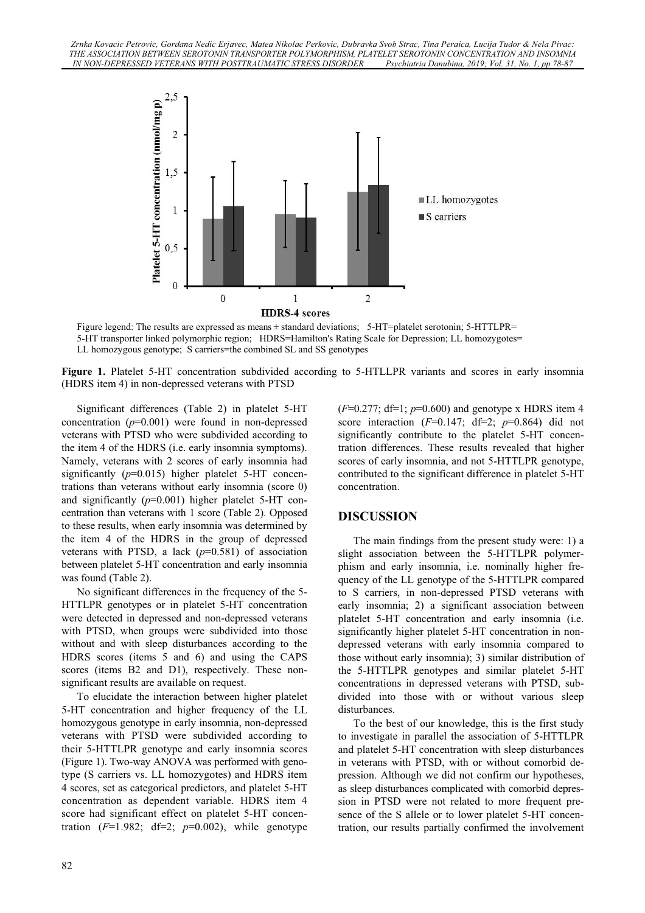Figure legend: The results are expressed as means ± standard deviations; 5-HT=platelet serotonin; 5-HTTLPR= 5-HT transporter linked polymorphic region; HDRS=Hamilton's Rating Scale for Depression; LL homozygotes= LL homozygous genotype; S carriers=the combined SL and SS genotypes

**Figure 1.** Platelet 5-HT concentration subdivided according to 5-HTLLPR variants and scores in early insomnia (HDRS item 4) in non-depressed veterans with PTSD

Significant differences (Table 2) in platelet 5-HT concentration ($p$=0.001) were found in non-depressed veterans with PTSD who were subdivided according to the item 4 of the HDRS (i.e. early insomnia symptoms). Namely, veterans with 2 scores of early insomnia had significantly ($p$=0.015) higher platelet 5-HT concentrations than veterans without early insomnia (score 0) and significantly ($p$=0.001) higher platelet 5-HT concentration than veterans with 1 score (Table 2). Opposed to these results, when early insomnia was determined by the item 4 of the HDRS in the group of depressed veterans with PTSD, a lack ($p$=0.581) of association between platelet 5-HT concentration and early insomnia was found (Table 2).

No significant differences in the frequency of the 5-HTTLPR genotypes or in platelet 5-HT concentration were detected in depressed and non-depressed veterans with PTSD, when groups were subdivided into those without and with sleep disturbances according to the HDRS scores (items 5 and 6) and using the CAPS scores (items B2 and D1), respectively. These non-significant results are available on request.

To elucidate the interaction between higher platelet 5-HT concentration and higher frequency of the LL homozygous genotype in early insomnia, non-depressed veterans with PTSD were subdivided according to their 5-HTTLPR genotype and early insomnia scores (Figure 1). Two-way ANOVA was performed with genotype (S carriers vs. LL homozygotes) and HDRS item 4 scores, set as categorical predictors, and platelet 5-HT concentration as dependent variable. HDRS item 4 score had significant effect on platelet 5-HT concentration ($F$=1.982; df=2; $p$=0.002), while genotype ($F$=0.277; df=1; $p$=0.600) and genotype x HDRS item 4 score interaction ($F$=0.147; df=2; $p$=0.864) did not significantly contribute to the platelet 5-HT concentration differences. These results revealed that higher scores of early insomnia, and not 5-HTTLPR genotype, contributed to the significant difference in platelet 5-HT concentration.

## DISCUSSION

The main findings from the present study were: 1) a slight association between the 5-HTTLPR polymerphism and early insomnia, i.e. nominally higher frequency of the LL genotype of the 5-HTTLPR compared to S carriers, in non-depressed PTSD veterans with early insomnia; 2) a significant association between platelet 5-HT concentration and early insomnia (i.e. significantly higher platelet 5-HT concentration in non-depressed veterans with early insomnia compared to those without early insomnia); 3) similar distribution of the 5-HTTLPR genotypes and similar platelet 5-HT concentrations in depressed veterans with PTSD, subdivided into those with or without various sleep disturbances.

To the best of our knowledge, this is the first study to investigate in parallel the association of 5-HTTLPR and platelet 5-HT concentration with sleep disturbances in veterans with PTSD, with or without comorbid depression. Although we did not confirm our hypotheses, as sleep disturbances complicated with comorbid depression in PTSD were not related to more frequent presence of the S allele or to lower platelet 5-HT concentration, our results partially confirmed the involvement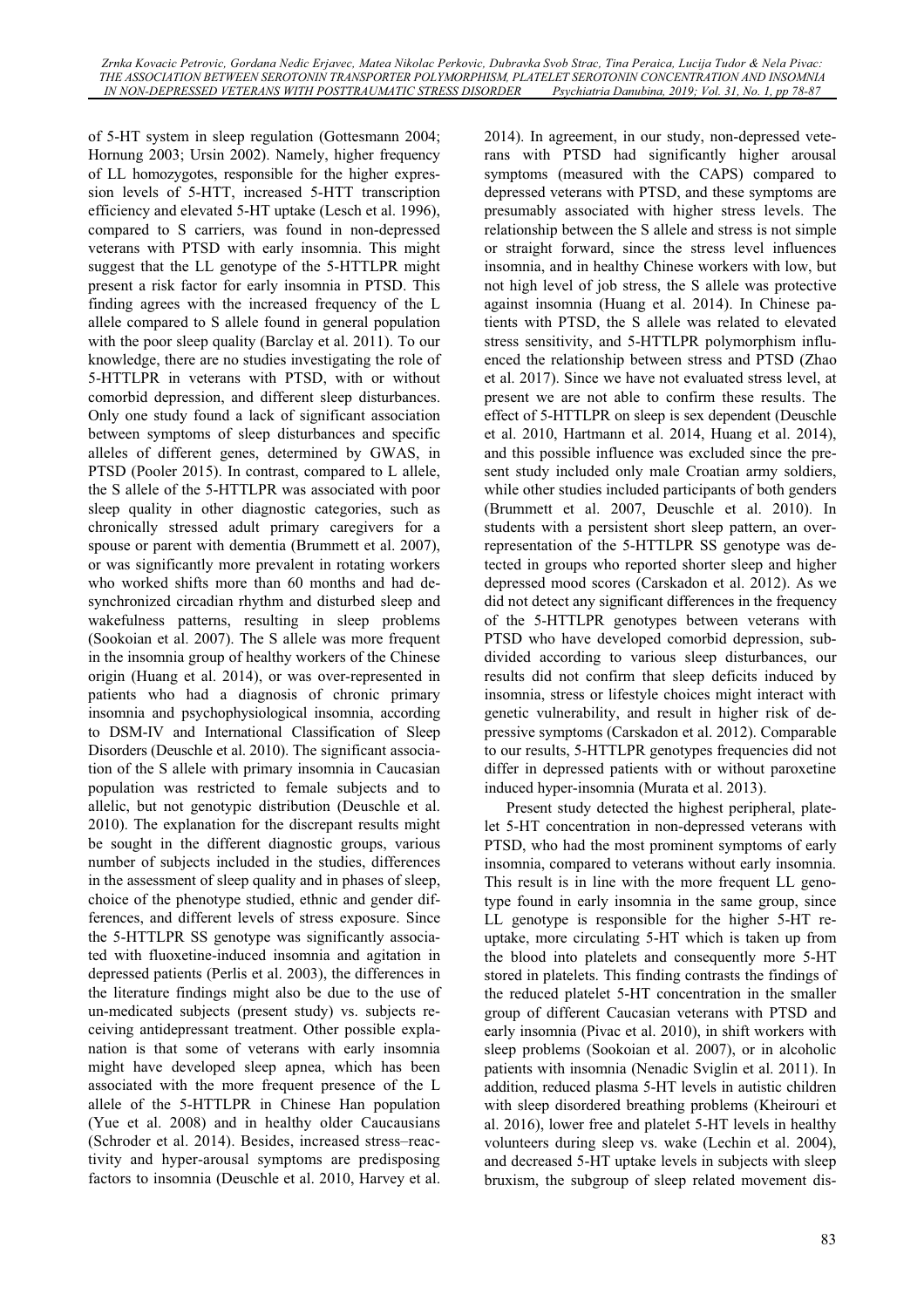of 5-HT system in sleep regulation (Gottesmann 2004; Hornung 2003; Ursin 2002). Namely, higher frequency of LL homozygotes, responsible for the higher expression levels of 5-HTT, increased 5-HTT transcription efficiency and elevated 5-HT uptake (Lesch et al. 1996), compared to S carriers, was found in non-depressed veterans with PTSD with early insomnia. This might suggest that the LL genotype of the 5-HTTLPR might present a risk factor for early insomnia in PTSD. This finding agrees with the increased frequency of the L allele compared to S allele found in general population with the poor sleep quality (Barclay et al. 2011). To our knowledge, there are no studies investigating the role of 5-HTTLPR in veterans with PTSD, with or without comorbid depression, and different sleep disturbances. Only one study found a lack of significant association between symptoms of sleep disturbances and specific alleles of different genes, determined by GWAS, in PTSD (Pooler 2015). In contrast, compared to L allele, the S allele of the 5-HTTLPR was associated with poor sleep quality in other diagnostic categories, such as chronically stressed adult primary caregivers for a spouse or parent with dementia (Brummett et al. 2007), or was significantly more prevalent in rotating workers who worked shifts more than 60 months and had desynchronized circadian rhythm and disturbed sleep and wakefulness patterns, resulting in sleep problems (Sookoian et al. 2007). The S allele was more frequent in the insomnia group of healthy workers of the Chinese origin (Huang et al. 2014), or was over-represented in patients who had a diagnosis of chronic primary insomnia and psychophysiological insomnia, according to DSM-IV and International Classification of Sleep Disorders (Deuschle et al. 2010). The significant association of the S allele with primary insomnia in Caucasian population was restricted to female subjects and to allelic, but not genotypic distribution (Deuschle et al. 2010). The explanation for the discrepant results might be sought in the different diagnostic groups, various number of subjects included in the studies, differences in the assessment of sleep quality and in phases of sleep, choice of the phenotype studied, ethnic and gender differences, and different levels of stress exposure. Since the 5-HTTLPR SS genotype was significantly associated with fluoxetine-induced insomnia and agitation in depressed patients (Perlis et al. 2003), the differences in the literature findings might also be due to the use of un-medicated subjects (present study) vs. subjects receiving antidepressant treatment. Other possible explanation is that some of veterans with early insomnia might have developed sleep apnea, which has been associated with the more frequent presence of the L allele of the 5-HTTLPR in Chinese Han population (Yue et al. 2008) and in healthy older Caucausians (Schroder et al. 2014). Besides, increased stress–reactivity and hyper-arousal symptoms are predisposing factors to insomnia (Deuschle et al. 2010, Harvey et al. 2014). In agreement, in our study, non-depressed veterans with PTSD had significantly higher arousal symptoms (measured with the CAPS) compared to depressed veterans with PTSD, and these symptoms are presumably associated with higher stress levels. The relationship between the S allele and stress is not simple or straight forward, since the stress level influences insomnia, and in healthy Chinese workers with low, but not high level of job stress, the S allele was protective against insomnia (Huang et al. 2014). In Chinese patients with PTSD, the S allele was related to elevated stress sensitivity, and 5-HTTLPR polymorphism influenced the relationship between stress and PTSD (Zhao et al. 2017). Since we have not evaluated stress level, at present we are not able to confirm these results. The effect of 5-HTTLPR on sleep is sex dependent (Deuschle et al. 2010, Hartmann et al. 2014, Huang et al. 2014), and this possible influence was excluded since the present study included only male Croatian army soldiers, while other studies included participants of both genders (Brummett et al. 2007, Deuschle et al. 2010). In students with a persistent short sleep pattern, an overrepresentation of the 5-HTTLPR SS genotype was detected in groups who reported shorter sleep and higher depressed mood scores (Carskadon et al. 2012). As we did not detect any significant differences in the frequency of the 5-HTTLPR genotypes between veterans with PTSD who have developed comorbid depression, subdivided according to various sleep disturbances, our results did not confirm that sleep deficits induced by insomnia, stress or lifestyle choices might interact with genetic vulnerability, and result in higher risk of depressive symptoms (Carskadon et al. 2012). Comparable to our results, 5-HTTLPR genotypes frequencies did not differ in depressed patients with or without paroxetine induced hyper-insomnia (Murata et al. 2013).

Present study detected the highest peripheral, platelet 5-HT concentration in non-depressed veterans with PTSD, who had the most prominent symptoms of early insomnia, compared to veterans without early insomnia. This result is in line with the more frequent LL genotype found in early insomnia in the same group, since LL genotype is responsible for the higher 5-HT reuptake, more circulating 5-HT which is taken up from the blood into platelets and consequently more 5-HT stored in platelets. This finding contrasts the findings of the reduced platelet 5-HT concentration in the smaller group of different Caucasian veterans with PTSD and early insomnia (Pivac et al. 2010), in shift workers with sleep problems (Sookoian et al. 2007), or in alcoholic patients with insomnia (Nenadic Sviglin et al. 2011). In addition, reduced plasma 5-HT levels in autistic children with sleep disordered breathing problems (Kheirouri et al. 2016), lower free and platelet 5-HT levels in healthy volunteers during sleep vs. wake (Lechin et al. 2004), and decreased 5-HT uptake levels in subjects with sleep bruxism, the subgroup of sleep related movement dis-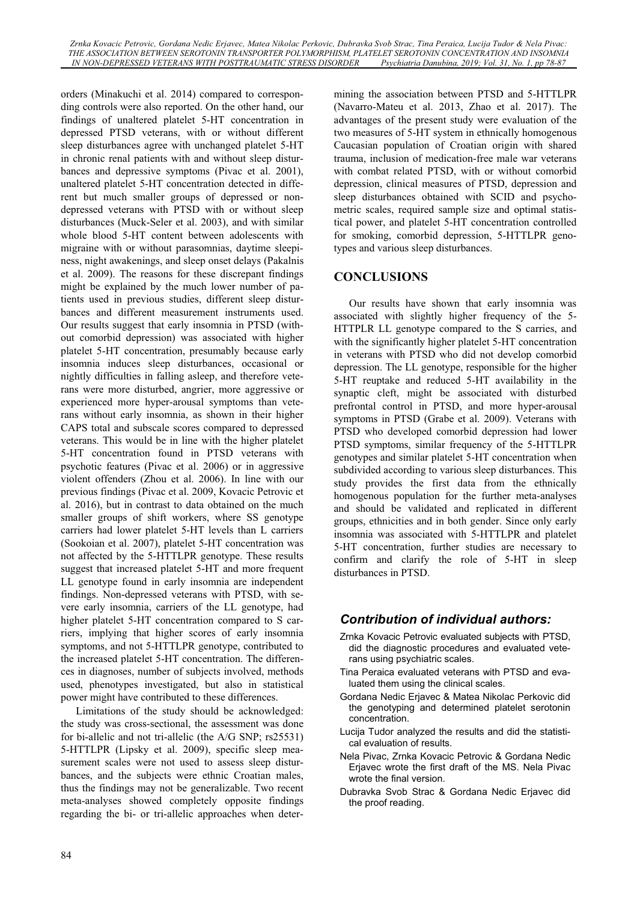orders (Minakuchi et al. 2014) compared to corresponding controls were also reported. On the other hand, our findings of unaltered platelet 5-HT concentration in depressed PTSD veterans, with or without different sleep disturbances agree with unchanged platelet 5-HT in chronic renal patients with and without sleep disturbances and depressive symptoms (Pivac et al. 2001), unaltered platelet 5-HT concentration detected in different but much smaller groups of depressed or non-depressed veterans with PTSD with or without sleep disturbances (Muck-Seler et al. 2003), and with similar whole blood 5-HT content between adolescents with migraine with or without parasomnias, daytime sleepiness, night awakenings, and sleep onset delays (Pakalnis et al. 2009). The reasons for these discrepant findings might be explained by the much lower number of patients used in previous studies, different sleep disturbances and different measurement instruments used. Our results suggest that early insomnia in PTSD (without comorbid depression) was associated with higher platelet 5-HT concentration, presumably because early insomnia induces sleep disturbances, occasional or nightly difficulties in falling asleep, and therefore veterans were more disturbed, angrier, more aggressive or experienced more hyper-arousal symptoms than veterans without early insomnia, as shown in their higher CAPS total and subscale scores compared to depressed veterans. This would be in line with the higher platelet 5-HT concentration found in PTSD veterans with psychotic features (Pivac et al. 2006) or in aggressive violent offenders (Zhou et al. 2006). In line with our previous findings (Pivac et al. 2009, Kovacic Petrovic et al. 2016), but in contrast to data obtained on the much smaller groups of shift workers, where SS genotype carriers had lower platelet 5-HT levels than L carriers (Sookoian et al. 2007), platelet 5-HT concentration was not affected by the 5-HTTLPR genotype. These results suggest that increased platelet 5-HT and more frequent LL genotype found in early insomnia are independent findings. Non-depressed veterans with PTSD, with severe early insomnia, carriers of the LL genotype, had higher platelet 5-HT concentration compared to S carriers, implying that higher scores of early insomnia symptoms, and not 5-HTTLPR genotype, contributed to the increased platelet 5-HT concentration. The differences in diagnoses, number of subjects involved, methods used, phenotypes investigated, but also in statistical power might have contributed to these differences.

Limitations of the study should be acknowledged: the study was cross-sectional, the assessment was done for bi-allelic and not tri-allelic (the A/G SNP; rs25531) 5-HTTLPR (Lipsky et al. 2009), specific sleep measurement scales were not used to assess sleep disturbances, and the subjects were ethnic Croatian males, thus the findings may not be generalizable. Two recent meta-analyses showed completely opposite findings regarding the bi- or tri-allelic approaches when determining the association between PTSD and 5-HTTLPR (Navarro-Mateu et al. 2013, Zhao et al. 2017). The advantages of the present study were evaluation of the two measures of 5-HT system in ethnically homogenous Caucasian population of Croatian origin with shared trauma, inclusion of medication-free male war veterans with combat related PTSD, with or without comorbid depression, clinical measures of PTSD, depression and sleep disturbances obtained with SCID and psychometric scales, required sample size and optimal statistical power, and platelet 5-HT concentration controlled for smoking, comorbid depression, 5-HTTLPR genotypes and various sleep disturbances.

## CONCLUSIONS

Our results have shown that early insomnia was associated with slightly higher frequency of the 5-HTTPLR LL genotype compared to the S carries, and with the significantly higher platelet 5-HT concentration in veterans with PTSD who did not develop comorbid depression. The LL genotype, responsible for the higher 5-HT reuptake and reduced 5-HT availability in the synaptic cleft, might be associated with disturbed prefrontal control in PTSD, and more hyper-arousal symptoms in PTSD (Grabe et al. 2009). Veterans with PTSD who developed comorbid depression had lower PTSD symptoms, similar frequency of the 5-HTTLPR genotypes and similar platelet 5-HT concentration when subdivided according to various sleep disturbances. This study provides the first data from the ethnically homogenous population for the further meta-analyses and should be validated and replicated in different groups, ethnicities and in both gender. Since only early insomnia was associated with 5-HTTLPR and platelet 5-HT concentration, further studies are necessary to confirm and clarify the role of 5-HT in sleep disturbances in PTSD.

## *Contribution of individual authors:*

- Zrnka Kovacic Petrovic evaluated subjects with PTSD, did the diagnostic procedures and evaluated veterans using psychiatric scales.
- Tina Peraica evaluated veterans with PTSD and evaluated them using the clinical scales.
- Gordana Nedic Erjavec & Matea Nikolac Perkovic did the genotyping and determined platelet serotonin concentration.
- Lucija Tudor analyzed the results and did the statistical evaluation of results.
- Nela Pivac, Zrnka Kovacic Petrovic & Gordana Nedic Erjavec wrote the first draft of the MS. Nela Pivac wrote the final version.
- Dubravka Svob Strac & Gordana Nedic Erjavec did the proof reading.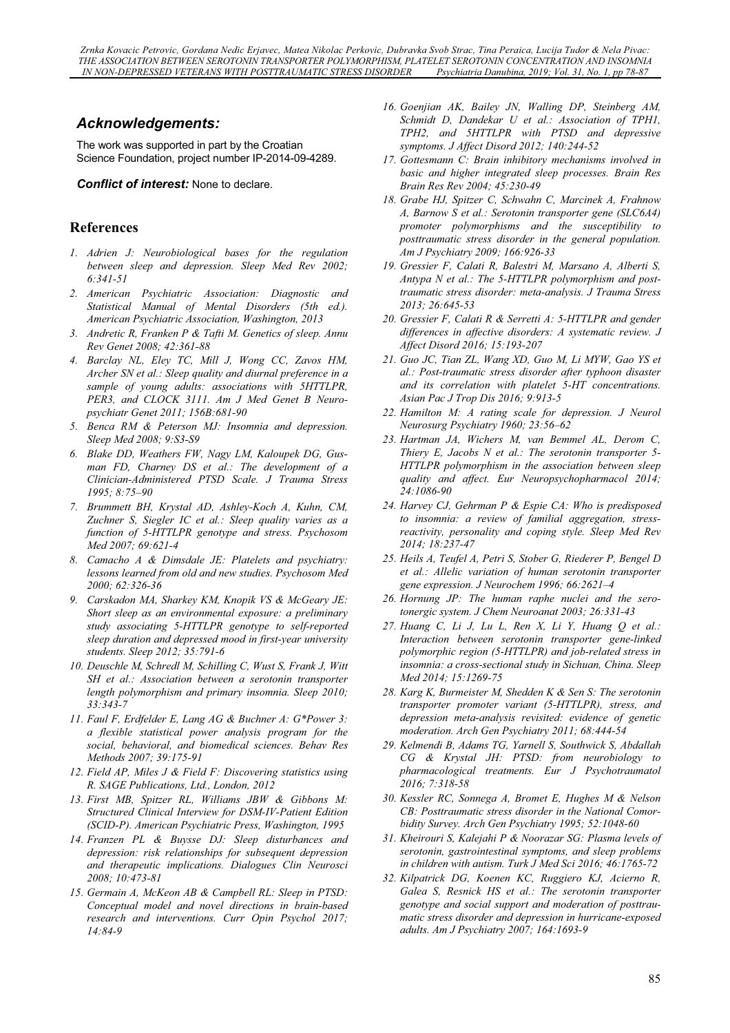## *Acknowledgements:*

The work was supported in part by the Croatian Science Foundation, project number IP-2014-09-4289.

***Conflict of interest:*** None to declare.

## References

1. *Adrien J: Neurobiological bases for the regulation between sleep and depression. Sleep Med Rev 2002; 6:341-51*
2. *American Psychiatric Association: Diagnostic and Statistical Manual of Mental Disorders (5th ed.). American Psychiatric Association, Washington, 2013*
3. *Andretic R, Franken P & Tafti M. Genetics of sleep. Annu Rev Genet 2008; 42:361-88*
4. *Barclay NL, Eley TC, Mill J, Wong CC, Zavos HM, Archer SN et al.: Sleep quality and diurnal preference in a sample of young adults: associations with 5HTTLPR, PER3, and CLOCK 3111. Am J Med Genet B Neuropsychiatr Genet 2011; 156B:681-90*
5. *Benca RM & Peterson MJ: Insomnia and depression. Sleep Med 2008; 9:S3-S9*
6. *Blake DD, Weathers FW, Nagy LM, Kaloupek DG, Gusman FD, Charney DS et al.: The development of a Clinician-Administered PTSD Scale. J Trauma Stress 1995; 8:75–90*
7. *Brummett BH, Krystal AD, Ashley-Koch A, Kuhn, CM, Zuchner S, Siegler IC et al.: Sleep quality varies as a function of 5-HTTLPR genotype and stress. Psychosom Med 2007; 69:621-4*
8. *Camacho A & Dimsdale JE: Platelets and psychiatry: lessons learned from old and new studies. Psychosom Med 2000; 62:326-36*
9. *Carskadon MA, Sharkey KM, Knopik VS & McGeary JE: Short sleep as an environmental exposure: a preliminary study associating 5-HTTLPR genotype to self-reported sleep duration and depressed mood in first-year university students. Sleep 2012; 35:791-6*
10. *Deuschle M, Schredl M, Schilling C, Wust S, Frank J, Witt SH et al.: Association between a serotonin transporter length polymorphism and primary insomnia. Sleep 2010; 33:343-7*
11. *Faul F, Erdfelder E, Lang AG & Buchner A: G\*Power 3: a flexible statistical power analysis program for the social, behavioral, and biomedical sciences. Behav Res Methods 2007; 39:175-91*
12. *Field AP, Miles J & Field F: Discovering statistics using R. SAGE Publications, Ltd., London, 2012*
13. *First MB, Spitzer RL, Williams JBW & Gibbons M: Structured Clinical Interview for DSM-IV-Patient Edition (SCID-P). American Psychiatric Press, Washington, 1995*
14. *Franzen PL & Buysse DJ: Sleep disturbances and depression: risk relationships for subsequent depression and therapeutic implications. Dialogues Clin Neurosci 2008; 10:473-81*
15. *Germain A, McKeon AB & Campbell RL: Sleep in PTSD: Conceptual model and novel directions in brain-based research and interventions. Curr Opin Psychol 2017; 14:84-9*
16. *Goenjian AK, Bailey JN, Walling DP, Steinberg AM, Schmidt D, Dandekar U et al.: Association of TPH1, TPH2, and 5HTTLPR with PTSD and depressive symptoms. J Affect Disord 2012; 140:244-52*
17. *Gottesmann C: Brain inhibitory mechanisms involved in basic and higher integrated sleep processes. Brain Res Brain Res Rev 2004; 45:230-49*
18. *Grabe HJ, Spitzer C, Schwahn C, Marcinek A, Frahnow A, Barnow S et al.: Serotonin transporter gene (SLC6A4) promoter polymorphisms and the susceptibility to posttraumatic stress disorder in the general population. Am J Psychiatry 2009; 166:926-33*
19. *Gressier F, Calati R, Balestri M, Marsano A, Alberti S, Antypa N et al.: The 5-HTTLPR polymorphism and posttraumatic stress disorder: meta-analysis. J Trauma Stress 2013; 26:645-53*
20. *Gressier F, Calati R & Serretti A: 5-HTTLPR and gender differences in affective disorders: A systematic review. J Affect Disord 2016; 15:193-207*
21. *Guo JC, Tian ZL, Wang XD, Guo M, Li MYW, Gao YS et al.: Post-traumatic stress disorder after typhoon disaster and its correlation with platelet 5-HT concentrations. Asian Pac J Trop Dis 2016; 9:913-5*
22. *Hamilton M: A rating scale for depression. J Neurol Neurosurg Psychiatry 1960; 23:56–62*
23. *Hartman JA, Wichers M, van Bemmel AL, Derom C, Thiery E, Jacobs N et al.: The serotonin transporter 5-HTTLPR polymorphism in the association between sleep quality and affect. Eur Neuropsychopharmacol 2014; 24:1086-90*
24. *Harvey CJ, Gehrman P & Espie CA: Who is predisposed to insomnia: a review of familial aggregation, stress-reactivity, personality and coping style. Sleep Med Rev 2014; 18:237-47*
25. *Heils A, Teufel A, Petri S, Stober G, Riederer P, Bengel D et al.: Allelic variation of human serotonin transporter gene expression. J Neurochem 1996; 66:2621–4*
26. *Hornung JP: The human raphe nuclei and the serotonergic system. J Chem Neuroanat 2003; 26:331-43*
27. *Huang C, Li J, Lu L, Ren X, Li Y, Huang Q et al.: Interaction between serotonin transporter gene-linked polymorphic region (5-HTTLPR) and job-related stress in insomnia: a cross-sectional study in Sichuan, China. Sleep Med 2014; 15:1269-75*
28. *Karg K, Burmeister M, Shedden K & Sen S: The serotonin transporter promoter variant (5-HTTLPR), stress, and depression meta-analysis revisited: evidence of genetic moderation. Arch Gen Psychiatry 2011; 68:444-54*
29. *Kelmendi B, Adams TG, Yarnell S, Southwick S, Abdallah CG & Krystal JH: PTSD: from neurobiology to pharmacological treatments. Eur J Psychotraumatol 2016; 7:318-58*
30. *Kessler RC, Sonnega A, Bromet E, Hughes M & Nelson CB: Posttraumatic stress disorder in the National Comorbidity Survey. Arch Gen Psychiatry 1995; 52:1048-60*
31. *Kheirouri S, Kalejahi P & Noorazar SG: Plasma levels of serotonin, gastrointestinal symptoms, and sleep problems in children with autism. Turk J Med Sci 2016; 46:1765-72*
32. *Kilpatrick DG, Koenen KC, Ruggiero KJ, Acierno R, Galea S, Resnick HS et al.: The serotonin transporter genotype and social support and moderation of posttraumatic stress disorder and depression in hurricane-exposed adults. Am J Psychiatry 2007; 164:1693-9*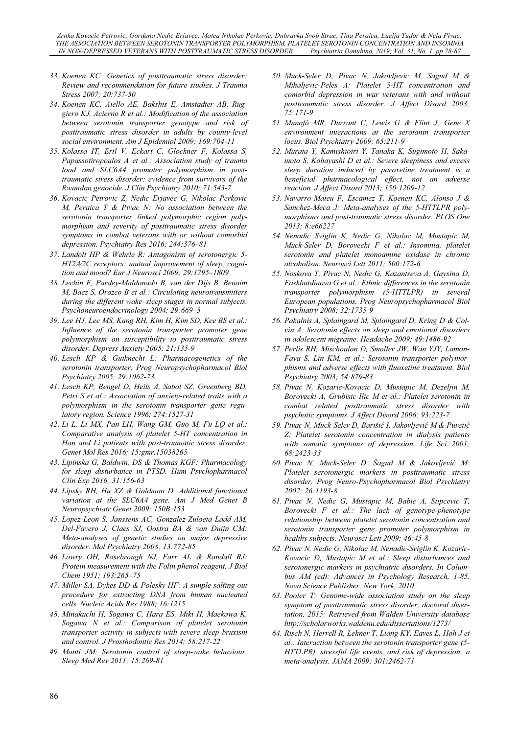33. Koenen KC: Genetics of posttraumatic stress disorder: Review and recommendation for future studies. J Trauma Stress 2007; 20:737-50
34. Koenen KC, Aiello AE, Bakshis E, Amstadter AB, Ruggiero KJ, Acierno R et al.: Modification of the association between serotonin transporter genotype and risk of posttraumatic stress disorder in adults by county-level social environment. Am J Epidemiol 2009; 169:704-11
35. Kolassa IT, Ertl V, Eckart C, Glockner F, Kolassa S, Papassotiropoulos A et al.: Association study of trauma load and SLC6A4 promoter polymorphism in posttraumatic stress disorder: evidence from survivors of the Rwandan genocide. J Clin Psychiatry 2010; 71:543-7
36. Kovacic Petrovic Z, Nedic Erjavec G, Nikolac Perkovic M, Peraica T & Pivac N: No association between the serotonin transporter linked polymorphic region polymorphism and severity of posttraumatic stress disorder symptoms in combat veterans with or without comorbid depression. Psychiatry Res 2016; 244:376–81
37. Landolt HP & Wehrle R: Antagonism of serotonergic 5-HT2A/2C receptors: mutual improvement of sleep, cognition and mood? Eur J Neurosci 2009; 29:1795–1809
38. Lechin F, Pardey-Maldonado B, van der Dijs B, Benaim M, Baez S, Orozco B et al.: Circulating neurotransmitters during the different wake–sleep stages in normal subjects. Psychoneuroendocrinology 2004; 29:669–5
39. Lee HJ, Lee MS, Kang RH, Kim H, Kim SD, Kee BS et al.: Influence of the serotonin transporter promoter gene polymorphism on susceptibility to posttraumatic stress disorder. Depress Anxiety 2005; 21:135-9
40. Lesch KP & Gutknecht L: Pharmacogenetics of the serotonin transporter. Prog Neuropsychopharmacol Biol Psychiatry 2005; 29:1062-73
41. Lesch KP, Bengel D, Heils A, Sabol SZ, Greenberg BD, Petri S et al.: Association of anxiety-related traits with a polymorphism in the serotonin transporter gene regulatory region. Science 1996; 274:1527-31
42. Li L, Li MX, Pan LH, Wang GM, Guo M, Fu LQ et al.: Comparative analysis of platelet 5-HT concentration in Han and Li patients with post-traumatic stress disorder. Genet Mol Res 2016; 15:gmr.15038265
43. Lipinska G, Baldwin, DS & Thomas KGF: Pharmacology for sleep disturbance in PTSD. Hum Psychopharmacol Clin Exp 2016; 31:156-63
44. Lipsky RH, Hu XZ & Goldman D: Additional functional variation at the SLC6A4 gene. Am J Med Genet B Neuropsychiatr Genet 2009; 150B:153
45. Lopez-Leon S, Janssens AC, Gonzalez-Zuloeta Ladd AM, Del-Favero J, Claes SJ, Oostra BA & van Duijn CM: Meta-analyses of genetic studies on major depressive disorder. Mol Psychiatry 2008; 13:772-85
46. Lowry OH, Rosebrough NJ, Farr AL & Randall RJ: Protein measurement with the Folin phenol reagent. J Biol Chem 1951; 193:265–75
47. Miller SA, Dykes DD & Polesky HF: A simple salting out procedure for extracting DNA from human nucleated cells. Nucleic Acids Res 1988; 16:1215
48. Minakuchi H, Sogawa C, Hara ES, Miki H, Maekawa K, Sogawa N et al.: Comparison of platelet serotonin transporter activity in subjects with severe sleep bruxism and control. J Prosthodontic Res 2014; 58:217-22
49. Monti JM: Serotonin control of sleep-wake behaviour. Sleep Med Rev 2011; 15:269-81
50. Muck-Seler D, Pivac N, Jakovljevic M, Sagud M & Mihaljevic-Peles A: Platelet 5-HT concentration and comorbid depression in war veterans with and without posttraumatic stress disorder. J Affect Disord 2003; 75:171-9
51. Munafò MR, Durrant C, Lewis G & Flint J: Gene X environment interactions at the serotonin transporter locus. Biol Psychiatry 2009; 65:211-9
52. Murata Y, Kamishioiri Y, Tanaka K, Sugimoto H, Sakamoto S, Kobayashi D et al.: Severe sleepiness and excess sleep duration induced by paroxetine treatment is a beneficial pharmacological effect, not an adverse reaction. J Affect Disord 2013; 150:1209-12
53. Navarro-Mateu F, Escamez T, Koenen KC, Alonso J & Sanchez-Meca J: Meta-analyses of the 5-HTTLPR polymorphisms and post-traumatic stress disorder. PLOS One 2013; 8:e66227
54. Nenadic Sviglin K, Nedic G, Nikolac M, Mustapic M, Muck-Seler D, Borovecki F et al.: Insomnia, platelet serotonin and platelet monoamine oxidase in chronic alcoholism. Neurosci Lett 2011; 500:172-6
55. Noskova T, Pivac N, Nedic G, Kazantseva A, Gaysina D, Faskhutdinova G et al.: Ethnic differences in the serotonin transporter polymorphism (5-HTTLPR) in several European populations. Prog Neuropsychopharmacol Biol Psychiatry 2008; 32:1735-9
56. Pakalnis A, Splaingard M, Splaingard D, Kring D & Colvin A: Serotonin effects on sleep and emotional disorders in adolescent migraine. Headache 2009; 49:1486-92
57. Perlis RH, Mischoulon D, Smoller JW, Wan YJY, Lamon-Fava S, Lin KM, et al.: Serotonin transporter polymorphisms and adverse effects with fluoxetine treatment. Biol Psychiatry 2003; 54:879-83
58. Pivac N, Kozaric-Kovacic D, Mustapic M, Dezeljin M, Borovecki A, Grubisic-Ilic M et al.: Platelet serotonin in combat related posttraumatic stress disorder with psychotic symptoms. J Affect Disord 2006; 93:223-7
59. Pivac N, Muck-Seler D, Barišić I, Jakovljević M & Puretić Z: Platelet serotonin concentration in dialysis patients with somatic symptoms of depression. Life Sci 2001; 68:2423-33
60. Pivac N, Muck-Seler D, Šagud M & Jakovljević M: Platelet serotonergic markers in posttraumatic stress disorder. Prog Neuro-Psychopharmacol Biol Psychiatry 2002; 26:1193-8
61. Pivac N, Nedic G, Mustapic M, Babic A, Stipcevic T, Borovecki F et al.: The lack of genotype-phenotype relationship between platelet serotonin concentration and serotonin transporter gene promoter polymorphism in healthy subjects. Neurosci Lett 2009; 46:45-8
62. Pivac N, Nedic G, Nikolac M, Nenadic-Sviglin K, Kozaric-Kovacic D, Mustapic M et al.: Sleep disturbances and serotonergic markers in psychiatric disorders. In Columbus AM (ed): Advances in Psychology Research, 1-85. Nova Science Publisher, New York, 2010
63. Pooler T: Genome-wide association study on the sleep symptom of posttraumatic stress disorder, doctoral disertation, 2015: Retrieved from Walden University database http://scholarworks.waldenu.edu/dissertations/1273/
64. Risch N, Herrell R, Lehner T, Liang KY, Eaves L, Hoh J et al.: Interaction between the serotonin transporter gene (5-HTTLPR), stressful life events, and risk of depression: a meta-analysis. JAMA 2009; 301:2462-71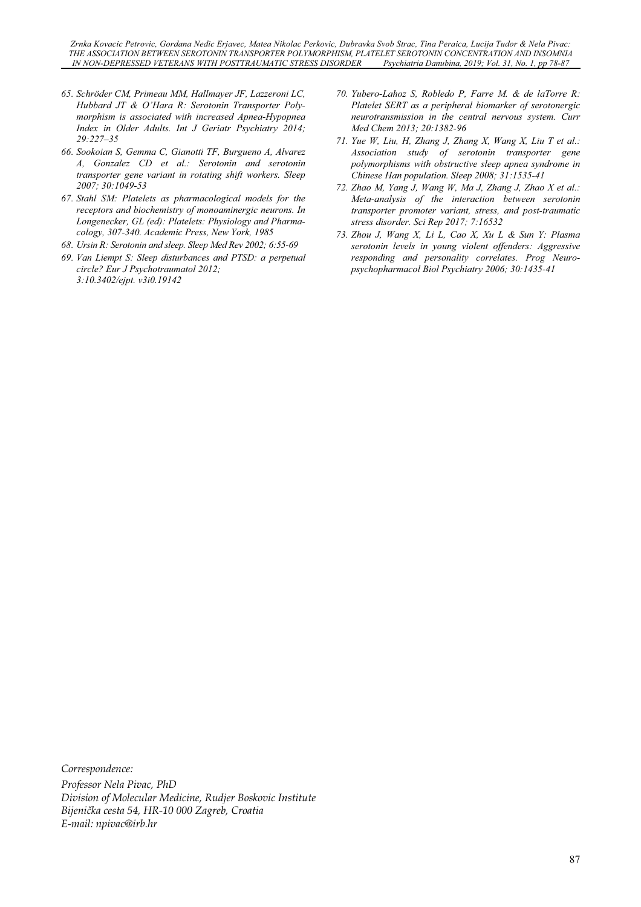65. *Schröder CM, Primeau MM, Hallmayer JF, Lazzeroni LC, Hubbard JT & O'Hara R: Serotonin Transporter Polymorphism is associated with increased Apnea-Hypopnea Index in Older Adults. Int J Geriatr Psychiatry 2014; 29:227–35*
66. *Sookoian S, Gemma C, Gianotti TF, Burgueno A, Alvarez A, Gonzalez CD et al.: Serotonin and serotonin transporter gene variant in rotating shift workers. Sleep 2007; 30:1049-53*
67. *Stahl SM: Platelets as pharmacological models for the receptors and biochemistry of monoaminergic neurons. In Longenecker, GL (ed): Platelets: Physiology and Pharmacology, 307-340. Academic Press, New York, 1985*
68. *Ursin R: Serotonin and sleep. Sleep Med Rev 2002; 6:55-69*
69. *Van Liempt S: Sleep disturbances and PTSD: a perpetual circle? Eur J Psychotraumatol 2012; 3:10.3402/ejpt. v3i0.19142*
70. *Yubero-Lahoz S, Robledo P, Farre M. & de laTorre R: Platelet SERT as a peripheral biomarker of serotonergic neurotransmission in the central nervous system. Curr Med Chem 2013; 20:1382-96*
71. *Yue W, Liu, H, Zhang J, Zhang X, Wang X, Liu T et al.: Association study of serotonin transporter gene polymorphisms with obstructive sleep apnea syndrome in Chinese Han population. Sleep 2008; 31:1535-41*
72. *Zhao M, Yang J, Wang W, Ma J, Zhang J, Zhao X et al.: Meta-analysis of the interaction between serotonin transporter promoter variant, stress, and post-traumatic stress disorder. Sci Rep 2017; 7:16532*
73. *Zhou J, Wang X, Li L, Cao X, Xu L & Sun Y: Plasma serotonin levels in young violent offenders: Aggressive responding and personality correlates. Prog Neuropsychopharmacol Biol Psychiatry 2006; 30:1435-41*

*Correspondence:*
*Professor Nela Pivac, PhD*
*Division of Molecular Medicine, Rudjer Boskovic Institute*
*Bijenička cesta 54, HR-10 000 Zagreb, Croatia*
*E-mail: npivac@irb.hr*